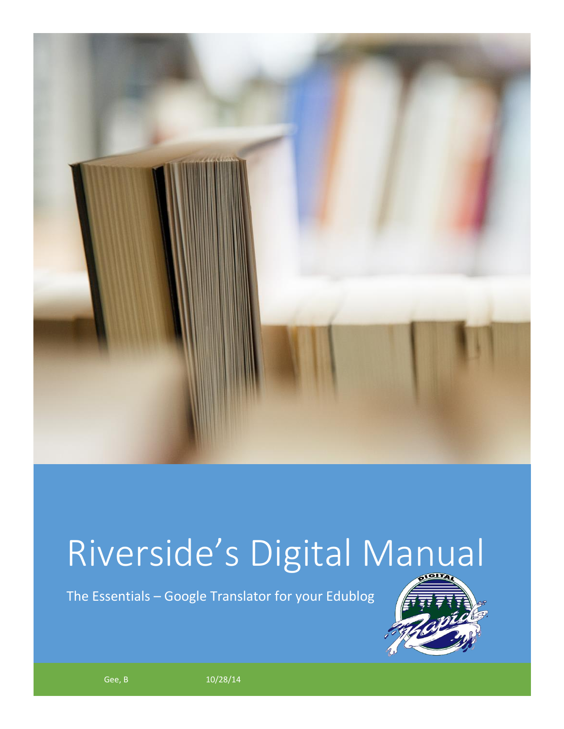# Riverside's Digital Manual

The Essentials – Google Translator for your Edublog

Gee, B

10/28/14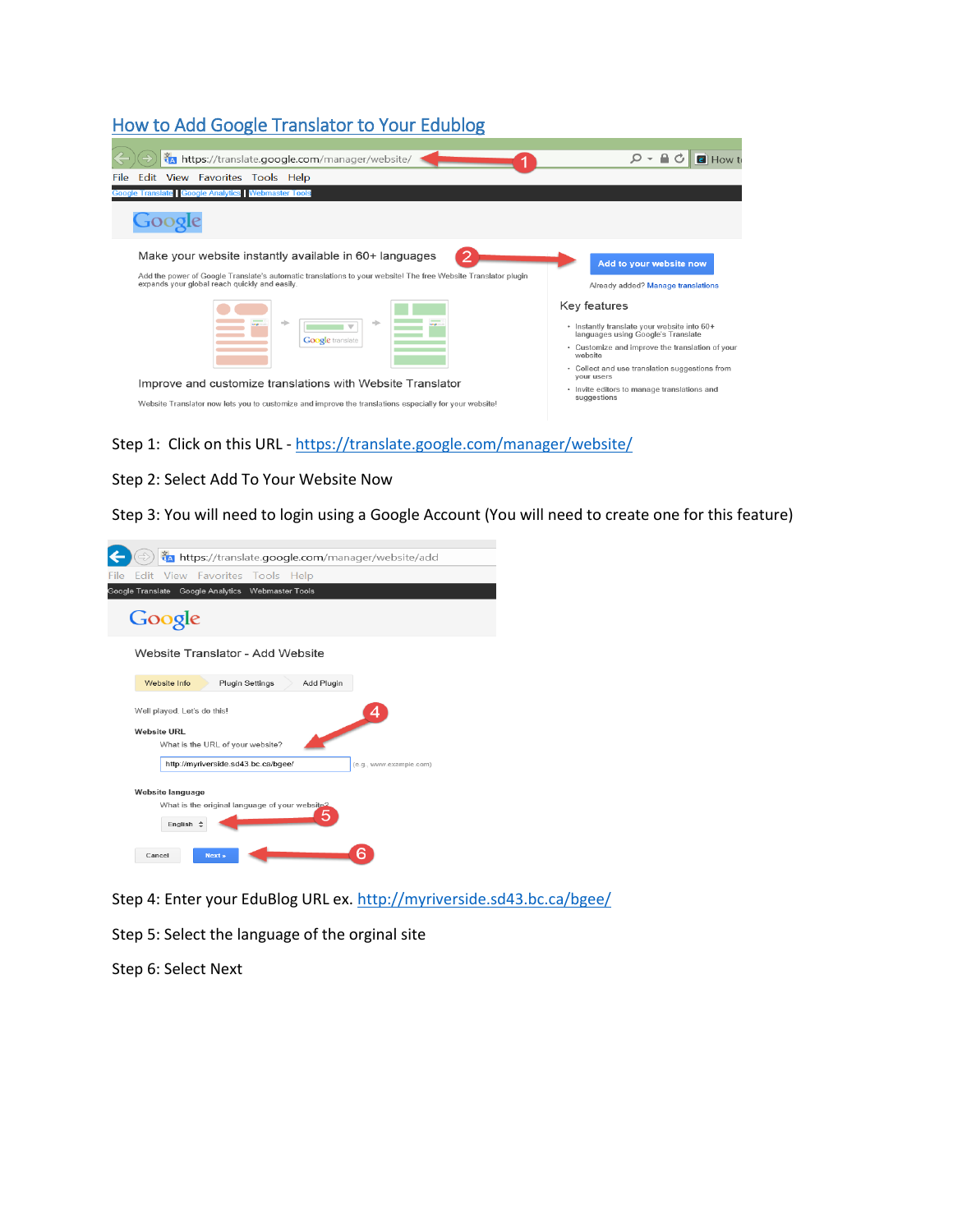# How to Add Google Translator to Your Edublog

Step 1: Click on this URL - https://translate.google.com/manager/website/

Step 2: Select Add To Your Website Now

Step 3: You will need to login using a Google Account (You will need to create one for this feature)

Step 4: Enter your EduBlog URL ex. http://myriverside.sd43.bc.ca/bgee/

Step 5: Select the language of the orginal site

Step 6: Select Next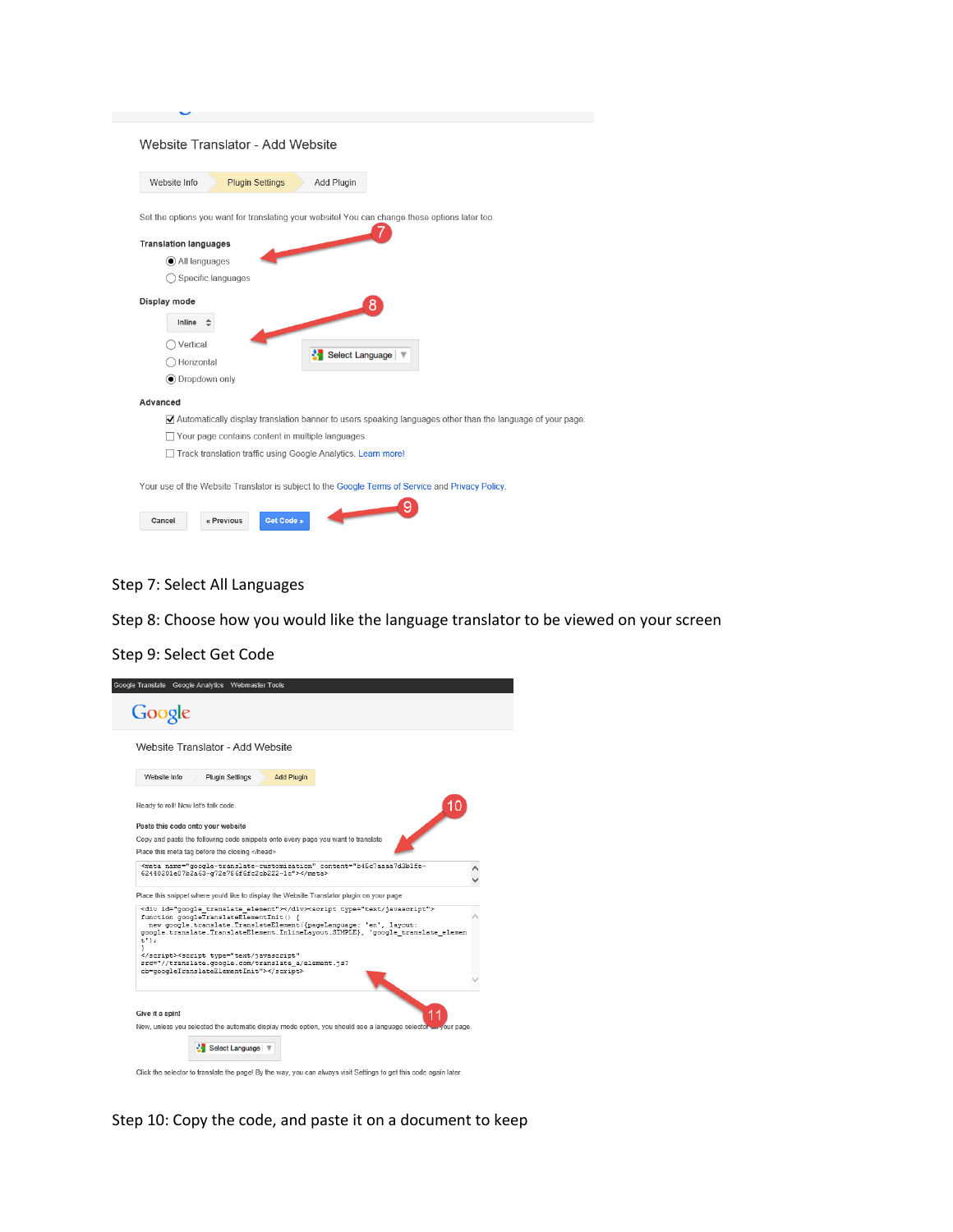Website Translator - Add Website

Website Info | Plugin Settings | Add Plugin

Set the options you want for translating your website! You can change these options later too.

**Translation languages**

- (•) All languages
- ( ) Specific languages

**Display mode**

Inline

- ( ) Vertical
- ( ) Horizontal
- (•) Dropdown only

Select Language

**Advanced**

- [x] Automatically display translation banner to users speaking languages other than the language of your page.
- [ ] Your page contains content in multiple languages.
- [ ] Track translation traffic using Google Analytics. Learn more!

Your use of the Website Translator is subject to the Google Terms of Service and Privacy Policy.

Cancel | « Previous | Get Code »

Step 7: Select All Languages

Step 8: Choose how you would like the language translator to be viewed on your screen

Step 9: Select Get Code

Google Translate Google Analytics Webmaster Tools

Google

Website Translator - Add Website

Website Info | Plugin Settings | Add Plugin

Ready to roll! Now let's talk code.

**Paste this code onto your website**

Copy and paste the following code snippets onto every page you want to translate

Place this meta tag before the closing </head>

```
<meta name="google-translate-customization" content="b45c7aaaa7d3b1fe-62440201e07b2a63-g72e786f6f2cb222-1c"></meta>
```

Place this snippet where you'd like to display the Website Translator plugin on your page

```
<div id="google_translate_element"></div><script type="text/javascript">
function googleTranslateElementInit() {
  new google.translate.TranslateElement({pageLanguage: 'en', layout:
google.translate.TranslateElement.InlineLayout.SIMPLE}, 'google_translate_element');
}
</script><script type="text/javascript"
src="//translate.google.com/translate_a/element.js?
cb=googleTranslateElementInit"></script>
```

**Give it a spin!**

Now, unless you selected the automatic display mode option, you should see a language selector on your page.

Select Language

Click the selector to translate the page! By the way, you can always visit Settings to get this code again later.

Step 10: Copy the code, and paste it on a document to keep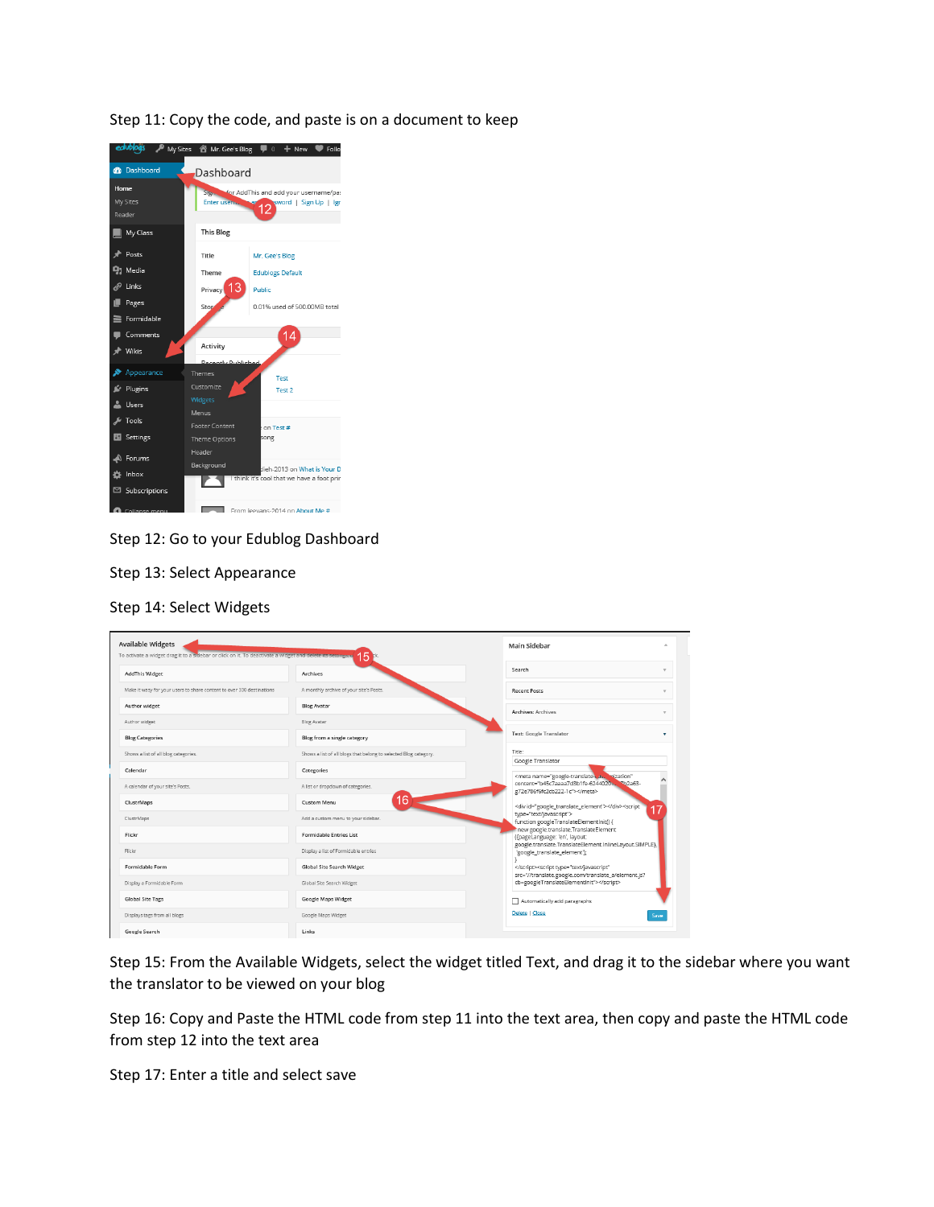Step 11: Copy the code, and paste is on a document to keep

Step 12: Go to your Edublog Dashboard

Step 13: Select Appearance

Step 14: Select Widgets

Step 15: From the Available Widgets, select the widget titled Text, and drag it to the sidebar where you want the translator to be viewed on your blog

Step 16: Copy and Paste the HTML code from step 11 into the text area, then copy and paste the HTML code from step 12 into the text area

Step 17: Enter a title and select save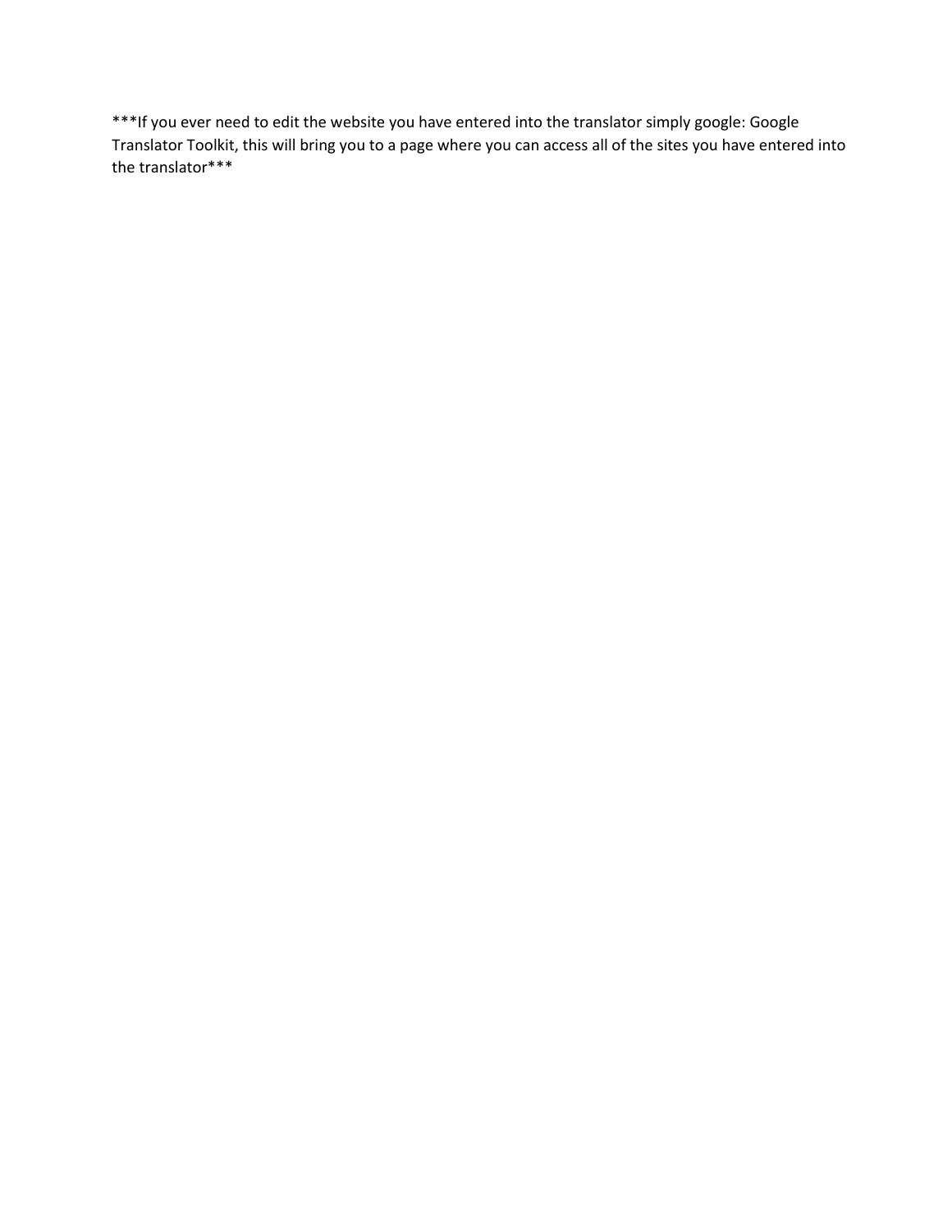***If you ever need to edit the website you have entered into the translator simply google: Google Translator Toolkit, this will bring you to a page where you can access all of the sites you have entered into the translator***